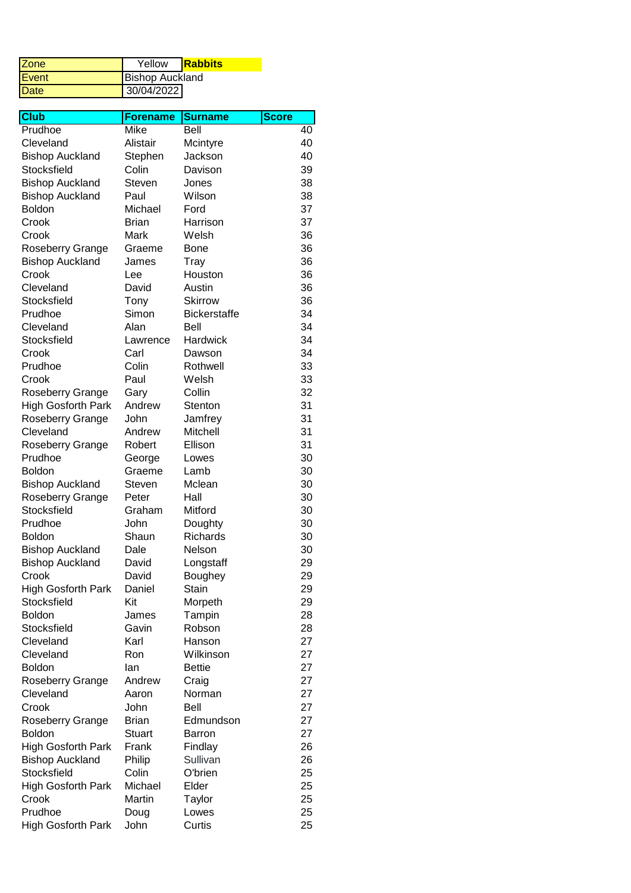| Zone | Yellow | **Rabbits** |
|---|---|---|
| Event | Bishop Auckland | |
| Date | 30/04/2022 | |

| Club | Forename | Surname | Score |
|---|---|---|---|
| Prudhoe | Mike | Bell | 40 |
| Cleveland | Alistair | Mcintyre | 40 |
| Bishop Auckland | Stephen | Jackson | 40 |
| Stocksfield | Colin | Davison | 39 |
| Bishop Auckland | Steven | Jones | 38 |
| Bishop Auckland | Paul | Wilson | 38 |
| Boldon | Michael | Ford | 37 |
| Crook | Brian | Harrison | 37 |
| Crook | Mark | Welsh | 36 |
| Roseberry Grange | Graeme | Bone | 36 |
| Bishop Auckland | James | Tray | 36 |
| Crook | Lee | Houston | 36 |
| Cleveland | David | Austin | 36 |
| Stocksfield | Tony | Skirrow | 36 |
| Prudhoe | Simon | Bickerstaffe | 34 |
| Cleveland | Alan | Bell | 34 |
| Stocksfield | Lawrence | Hardwick | 34 |
| Crook | Carl | Dawson | 34 |
| Prudhoe | Colin | Rothwell | 33 |
| Crook | Paul | Welsh | 33 |
| Roseberry Grange | Gary | Collin | 32 |
| High Gosforth Park | Andrew | Stenton | 31 |
| Roseberry Grange | John | Jamfrey | 31 |
| Cleveland | Andrew | Mitchell | 31 |
| Roseberry Grange | Robert | Ellison | 31 |
| Prudhoe | George | Lowes | 30 |
| Boldon | Graeme | Lamb | 30 |
| Bishop Auckland | Steven | Mclean | 30 |
| Roseberry Grange | Peter | Hall | 30 |
| Stocksfield | Graham | Mitford | 30 |
| Prudhoe | John | Doughty | 30 |
| Boldon | Shaun | Richards | 30 |
| Bishop Auckland | Dale | Nelson | 30 |
| Bishop Auckland | David | Longstaff | 29 |
| Crook | David | Boughey | 29 |
| High Gosforth Park | Daniel | Stain | 29 |
| Stocksfield | Kit | Morpeth | 29 |
| Boldon | James | Tampin | 28 |
| Stocksfield | Gavin | Robson | 28 |
| Cleveland | Karl | Hanson | 27 |
| Cleveland | Ron | Wilkinson | 27 |
| Boldon | Ian | Bettie | 27 |
| Roseberry Grange | Andrew | Craig | 27 |
| Cleveland | Aaron | Norman | 27 |
| Crook | John | Bell | 27 |
| Roseberry Grange | Brian | Edmundson | 27 |
| Boldon | Stuart | Barron | 27 |
| High Gosforth Park | Frank | Findlay | 26 |
| Bishop Auckland | Philip | Sullivan | 26 |
| Stocksfield | Colin | O'brien | 25 |
| High Gosforth Park | Michael | Elder | 25 |
| Crook | Martin | Taylor | 25 |
| Prudhoe | Doug | Lowes | 25 |
| High Gosforth Park | John | Curtis | 25 |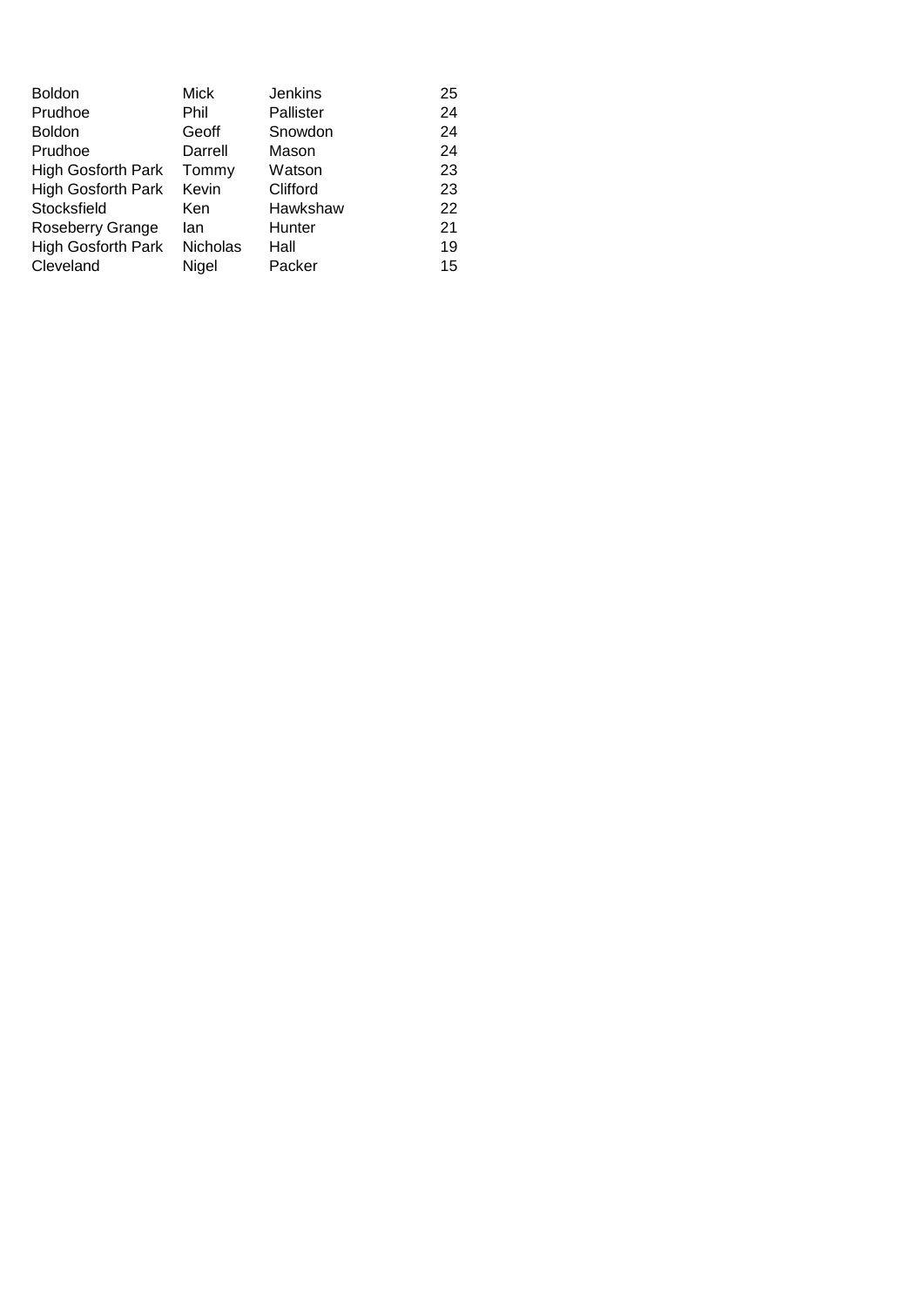| | | | |
|---|---|---|---|
| Boldon | Mick | Jenkins | 25 |
| Prudhoe | Phil | Pallister | 24 |
| Boldon | Geoff | Snowdon | 24 |
| Prudhoe | Darrell | Mason | 24 |
| High Gosforth Park | Tommy | Watson | 23 |
| High Gosforth Park | Kevin | Clifford | 23 |
| Stocksfield | Ken | Hawkshaw | 22 |
| Roseberry Grange | Ian | Hunter | 21 |
| High Gosforth Park | Nicholas | Hall | 19 |
| Cleveland | Nigel | Packer | 15 |